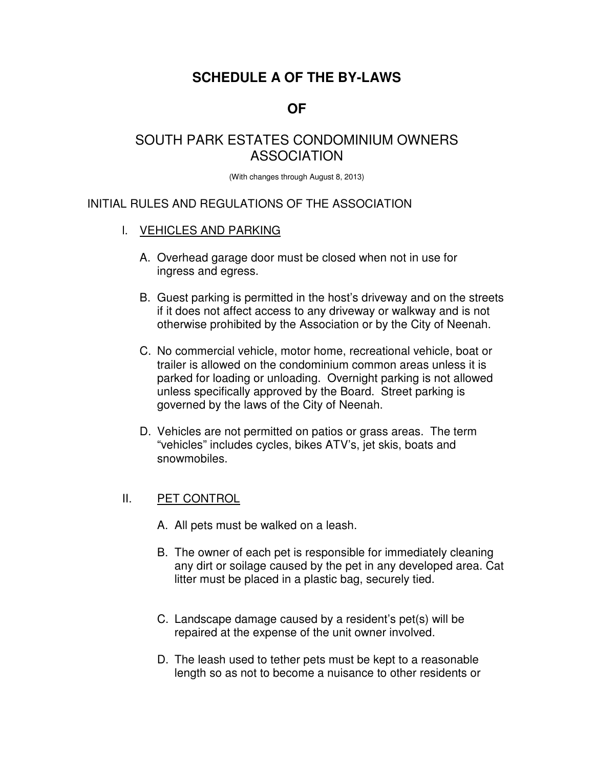# SCHEDULE A OF THE BY-LAWS

# OF

# SOUTH PARK ESTATES CONDOMINIUM OWNERS ASSOCIATION

(With changes through August 8, 2013)

## INITIAL RULES AND REGULATIONS OF THE ASSOCIATION

### I. VEHICLES AND PARKING

A. Overhead garage door must be closed when not in use for ingress and egress.

B. Guest parking is permitted in the host's driveway and on the streets if it does not affect access to any driveway or walkway and is not otherwise prohibited by the Association or by the City of Neenah.

C. No commercial vehicle, motor home, recreational vehicle, boat or trailer is allowed on the condominium common areas unless it is parked for loading or unloading. Overnight parking is not allowed unless specifically approved by the Board. Street parking is governed by the laws of the City of Neenah.

D. Vehicles are not permitted on patios or grass areas. The term "vehicles" includes cycles, bikes ATV's, jet skis, boats and snowmobiles.

### II. PET CONTROL

A. All pets must be walked on a leash.

B. The owner of each pet is responsible for immediately cleaning any dirt or soilage caused by the pet in any developed area. Cat litter must be placed in a plastic bag, securely tied.

C. Landscape damage caused by a resident's pet(s) will be repaired at the expense of the unit owner involved.

D. The leash used to tether pets must be kept to a reasonable length so as not to become a nuisance to other residents or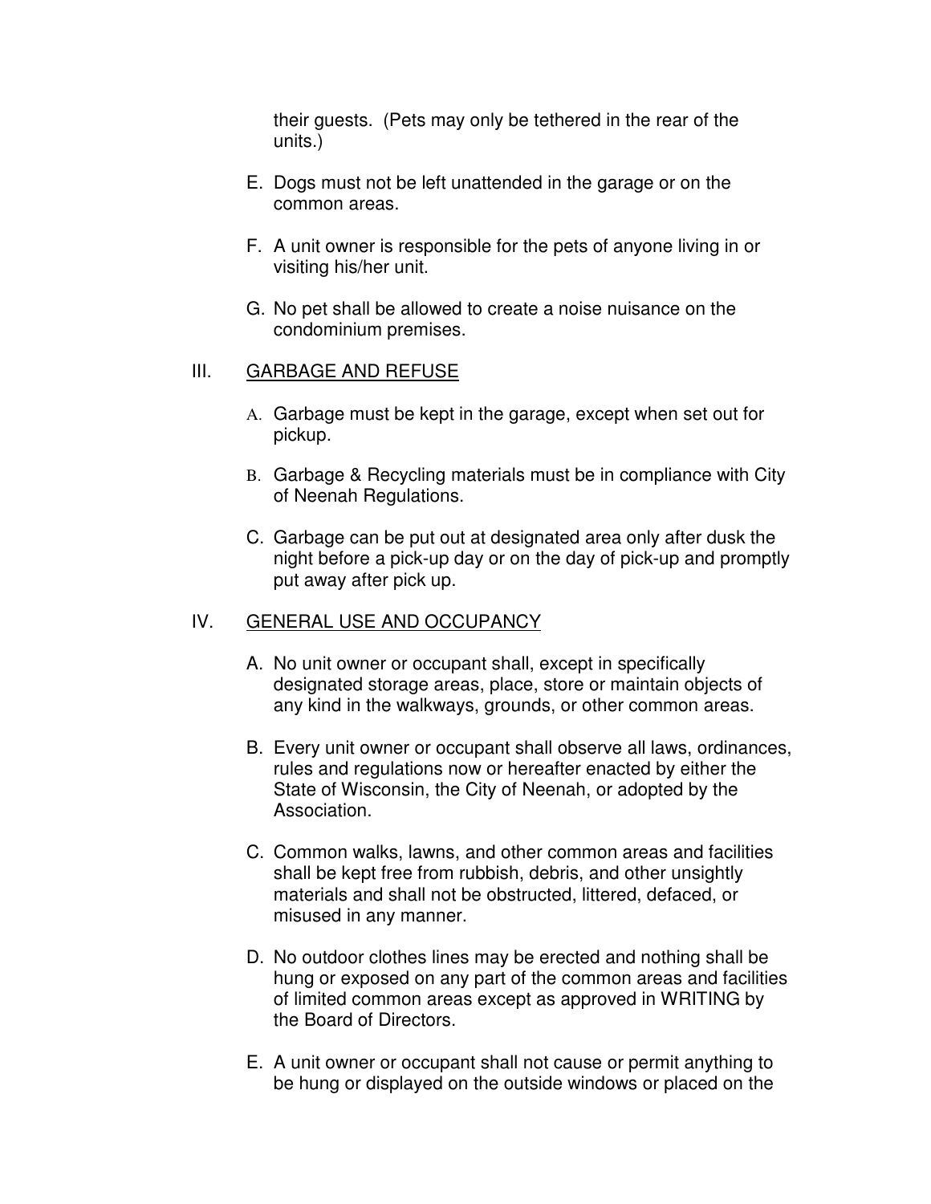their guests. (Pets may only be tethered in the rear of the units.)

E. Dogs must not be left unattended in the garage or on the common areas.

F. A unit owner is responsible for the pets of anyone living in or visiting his/her unit.

G. No pet shall be allowed to create a noise nuisance on the condominium premises.

## III. <u>GARBAGE AND REFUSE</u>

A. Garbage must be kept in the garage, except when set out for pickup.

B. Garbage & Recycling materials must be in compliance with City of Neenah Regulations.

C. Garbage can be put out at designated area only after dusk the night before a pick-up day or on the day of pick-up and promptly put away after pick up.

## IV. <u>GENERAL USE AND OCCUPANCY</u>

A. No unit owner or occupant shall, except in specifically designated storage areas, place, store or maintain objects of any kind in the walkways, grounds, or other common areas.

B. Every unit owner or occupant shall observe all laws, ordinances, rules and regulations now or hereafter enacted by either the State of Wisconsin, the City of Neenah, or adopted by the Association.

C. Common walks, lawns, and other common areas and facilities shall be kept free from rubbish, debris, and other unsightly materials and shall not be obstructed, littered, defaced, or misused in any manner.

D. No outdoor clothes lines may be erected and nothing shall be hung or exposed on any part of the common areas and facilities of limited common areas except as approved in WRITING by the Board of Directors.

E. A unit owner or occupant shall not cause or permit anything to be hung or displayed on the outside windows or placed on the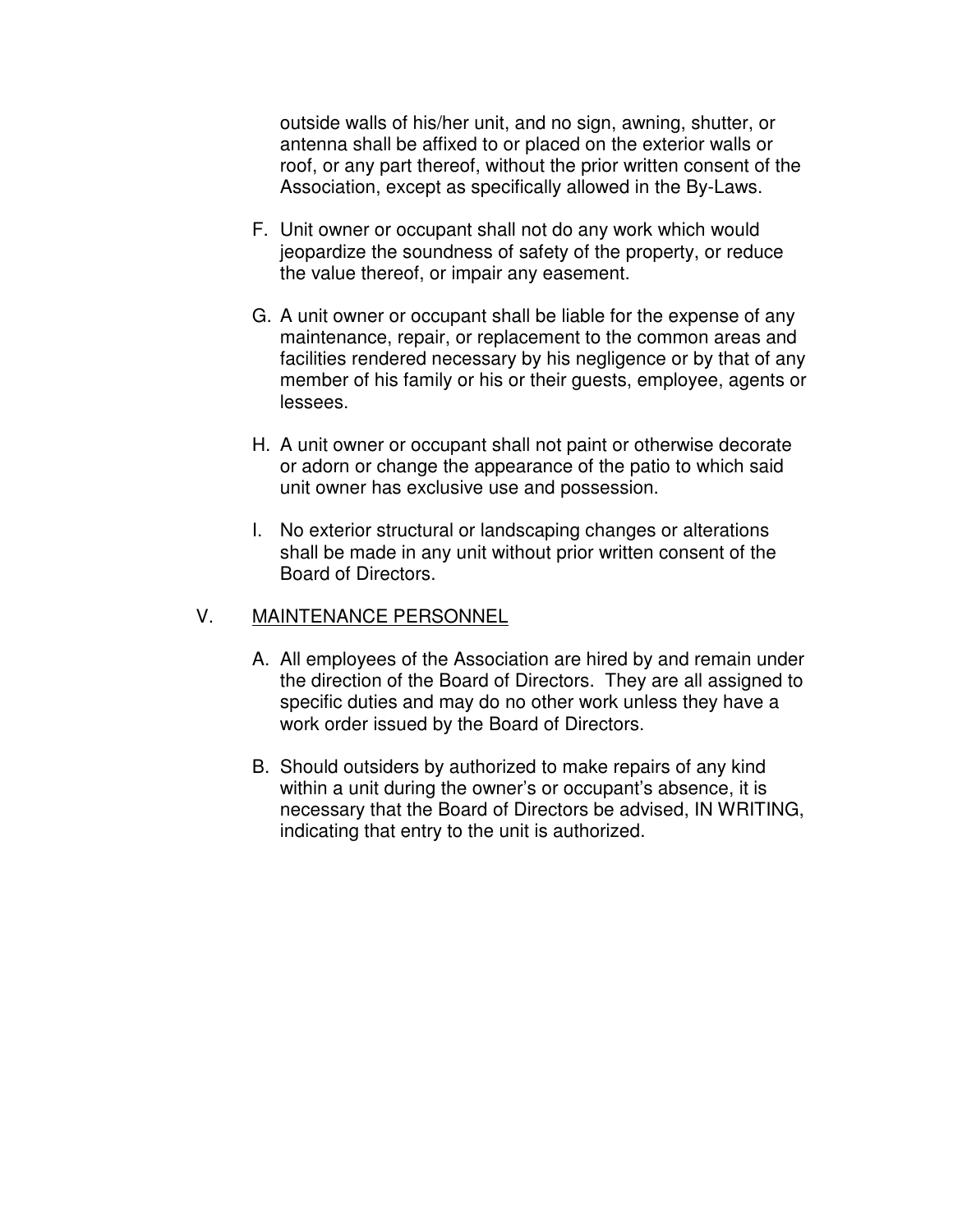outside walls of his/her unit, and no sign, awning, shutter, or antenna shall be affixed to or placed on the exterior walls or roof, or any part thereof, without the prior written consent of the Association, except as specifically allowed in the By-Laws.

F. Unit owner or occupant shall not do any work which would jeopardize the soundness of safety of the property, or reduce the value thereof, or impair any easement.

G. A unit owner or occupant shall be liable for the expense of any maintenance, repair, or replacement to the common areas and facilities rendered necessary by his negligence or by that of any member of his family or his or their guests, employee, agents or lessees.

H. A unit owner or occupant shall not paint or otherwise decorate or adorn or change the appearance of the patio to which said unit owner has exclusive use and possession.

I. No exterior structural or landscaping changes or alterations shall be made in any unit without prior written consent of the Board of Directors.

V. <u>MAINTENANCE PERSONNEL</u>

A. All employees of the Association are hired by and remain under the direction of the Board of Directors. They are all assigned to specific duties and may do no other work unless they have a work order issued by the Board of Directors.

B. Should outsiders by authorized to make repairs of any kind within a unit during the owner's or occupant's absence, it is necessary that the Board of Directors be advised, IN WRITING, indicating that entry to the unit is authorized.